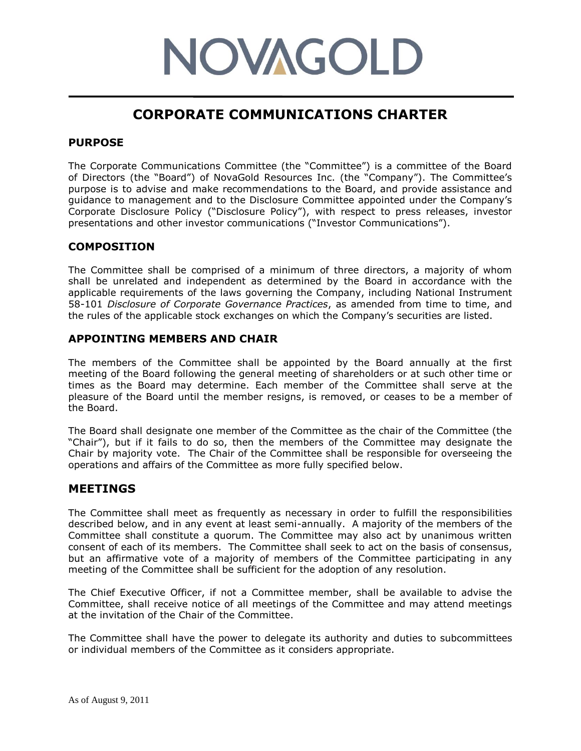NOVAGOLD

# CORPORATE COMMUNICATIONS CHARTER

## PURPOSE

The Corporate Communications Committee (the "Committee") is a committee of the Board of Directors (the "Board") of NovaGold Resources Inc. (the "Company"). The Committee's purpose is to advise and make recommendations to the Board, and provide assistance and guidance to management and to the Disclosure Committee appointed under the Company's Corporate Disclosure Policy ("Disclosure Policy"), with respect to press releases, investor presentations and other investor communications ("Investor Communications").

## COMPOSITION

The Committee shall be comprised of a minimum of three directors, a majority of whom shall be unrelated and independent as determined by the Board in accordance with the applicable requirements of the laws governing the Company, including National Instrument 58-101 *Disclosure of Corporate Governance Practices*, as amended from time to time, and the rules of the applicable stock exchanges on which the Company's securities are listed.

## APPOINTING MEMBERS AND CHAIR

The members of the Committee shall be appointed by the Board annually at the first meeting of the Board following the general meeting of shareholders or at such other time or times as the Board may determine. Each member of the Committee shall serve at the pleasure of the Board until the member resigns, is removed, or ceases to be a member of the Board.

The Board shall designate one member of the Committee as the chair of the Committee (the "Chair"), but if it fails to do so, then the members of the Committee may designate the Chair by majority vote. The Chair of the Committee shall be responsible for overseeing the operations and affairs of the Committee as more fully specified below.

## MEETINGS

The Committee shall meet as frequently as necessary in order to fulfill the responsibilities described below, and in any event at least semi-annually. A majority of the members of the Committee shall constitute a quorum. The Committee may also act by unanimous written consent of each of its members. The Committee shall seek to act on the basis of consensus, but an affirmative vote of a majority of members of the Committee participating in any meeting of the Committee shall be sufficient for the adoption of any resolution.

The Chief Executive Officer, if not a Committee member, shall be available to advise the Committee, shall receive notice of all meetings of the Committee and may attend meetings at the invitation of the Chair of the Committee.

The Committee shall have the power to delegate its authority and duties to subcommittees or individual members of the Committee as it considers appropriate.

As of August 9, 2011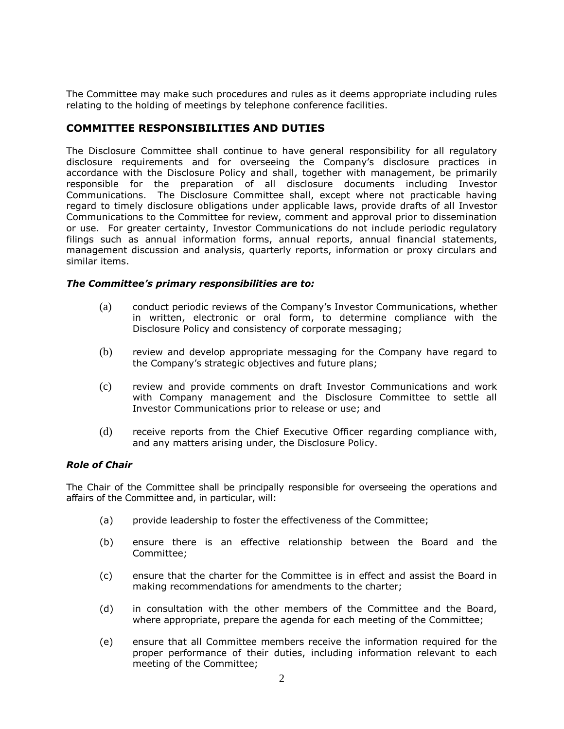The Committee may make such procedures and rules as it deems appropriate including rules relating to the holding of meetings by telephone conference facilities.

## COMMITTEE RESPONSIBILITIES AND DUTIES

The Disclosure Committee shall continue to have general responsibility for all regulatory disclosure requirements and for overseeing the Company's disclosure practices in accordance with the Disclosure Policy and shall, together with management, be primarily responsible for the preparation of all disclosure documents including Investor Communications. The Disclosure Committee shall, except where not practicable having regard to timely disclosure obligations under applicable laws, provide drafts of all Investor Communications to the Committee for review, comment and approval prior to dissemination or use. For greater certainty, Investor Communications do not include periodic regulatory filings such as annual information forms, annual reports, annual financial statements, management discussion and analysis, quarterly reports, information or proxy circulars and similar items.

***The Committee's primary responsibilities are to:***

(a) conduct periodic reviews of the Company's Investor Communications, whether in written, electronic or oral form, to determine compliance with the Disclosure Policy and consistency of corporate messaging;

(b) review and develop appropriate messaging for the Company have regard to the Company's strategic objectives and future plans;

(c) review and provide comments on draft Investor Communications and work with Company management and the Disclosure Committee to settle all Investor Communications prior to release or use; and

(d) receive reports from the Chief Executive Officer regarding compliance with, and any matters arising under, the Disclosure Policy.

***Role of Chair***

The Chair of the Committee shall be principally responsible for overseeing the operations and affairs of the Committee and, in particular, will:

(a) provide leadership to foster the effectiveness of the Committee;

(b) ensure there is an effective relationship between the Board and the Committee;

(c) ensure that the charter for the Committee is in effect and assist the Board in making recommendations for amendments to the charter;

(d) in consultation with the other members of the Committee and the Board, where appropriate, prepare the agenda for each meeting of the Committee;

(e) ensure that all Committee members receive the information required for the proper performance of their duties, including information relevant to each meeting of the Committee;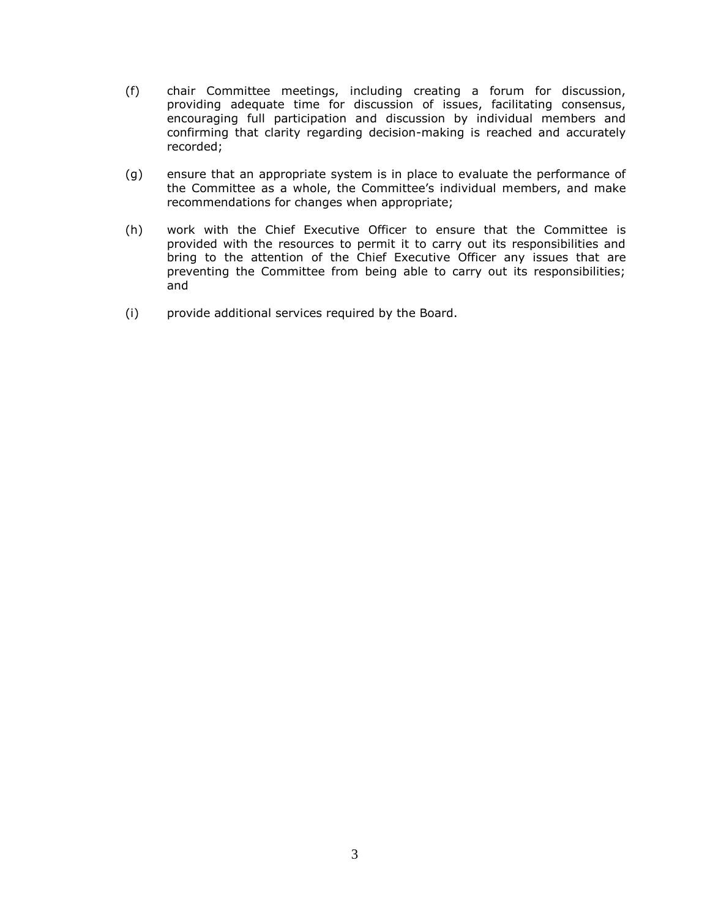(f) chair Committee meetings, including creating a forum for discussion, providing adequate time for discussion of issues, facilitating consensus, encouraging full participation and discussion by individual members and confirming that clarity regarding decision-making is reached and accurately recorded;

(g) ensure that an appropriate system is in place to evaluate the performance of the Committee as a whole, the Committee's individual members, and make recommendations for changes when appropriate;

(h) work with the Chief Executive Officer to ensure that the Committee is provided with the resources to permit it to carry out its responsibilities and bring to the attention of the Chief Executive Officer any issues that are preventing the Committee from being able to carry out its responsibilities; and

(i) provide additional services required by the Board.